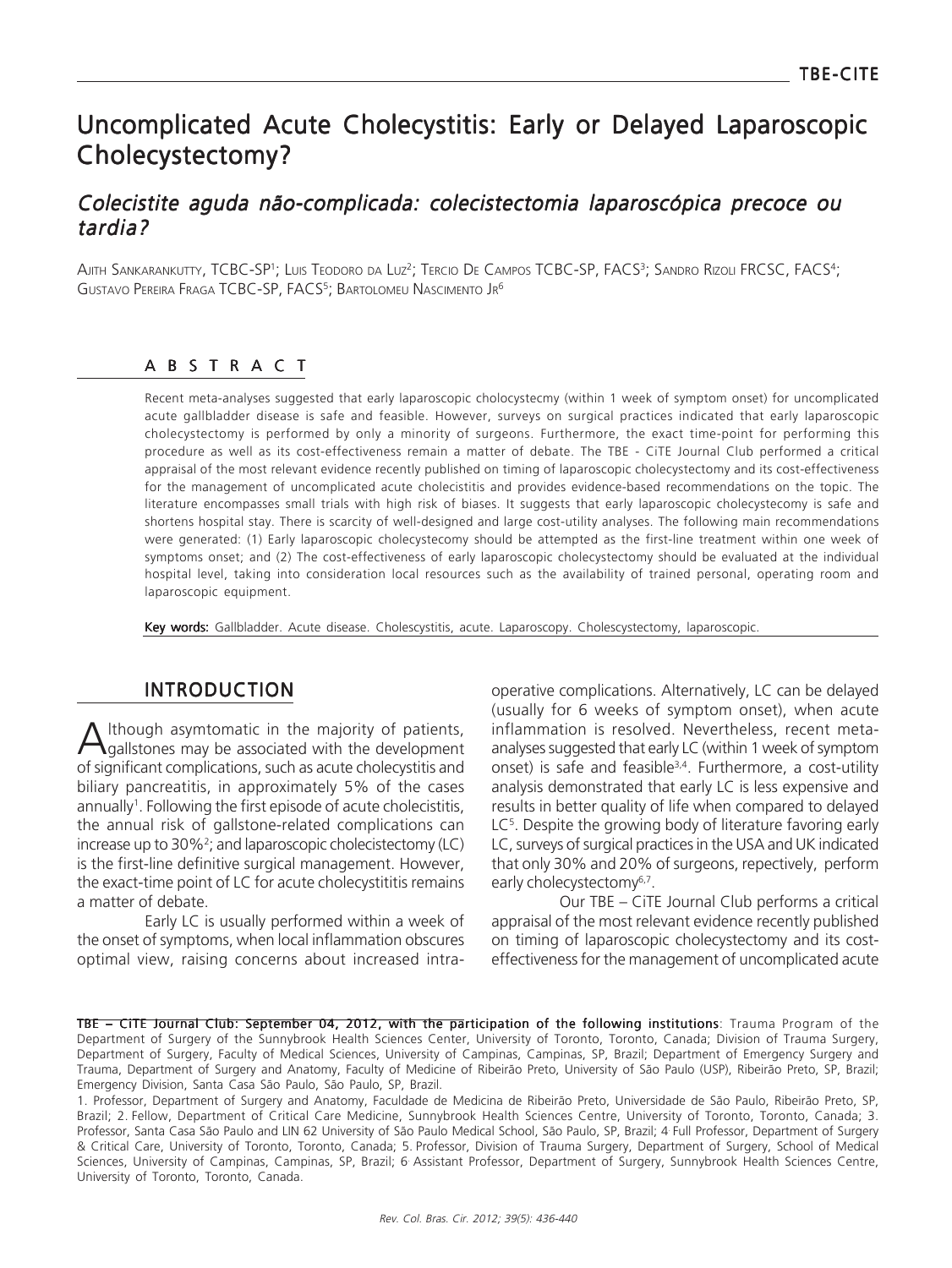# Uncomplicated Acute Cholecystitis: Early or Delayed Laparoscopic Cholecystectomy?

## *Colecistite aguda não-complicada: colecistectomia laparoscópica precoce ou tardia?*

Ajith Sankarankutty, TCBC-SP[1]; Luis Teodoro da Luz[2]; Tercio De Campos TCBC-SP, FACS[3]; Sandro Rizoli FRCSC, FACS[4]; Gustavo Pereira Fraga TCBC-SP, FACS[5]; Bartolomeu Nascimento Jr[6]

## A B S T R A C T

Recent meta-analyses suggested that early laparoscopic cholocystecmy (within 1 week of symptom onset) for uncomplicated acute gallbladder disease is safe and feasible. However, surveys on surgical practices indicated that early laparoscopic cholecystectomy is performed by only a minority of surgeons. Furthermore, the exact time-point for performing this procedure as well as its cost-effectiveness remain a matter of debate. The TBE - CiTE Journal Club performed a critical appraisal of the most relevant evidence recently published on timing of laparoscopic cholecystectomy and its cost-effectiveness for the management of uncomplicated acute cholecistitis and provides evidence-based recommendations on the topic. The literature encompasses small trials with high risk of biases. It suggests that early laparoscopic cholecystecomy is safe and shortens hospital stay. There is scarcity of well-designed and large cost-utility analyses. The following main recommendations were generated: (1) Early laparoscopic cholecystecomy should be attempted as the first-line treatment within one week of symptoms onset; and (2) The cost-effectiveness of early laparoscopic cholecystectomy should be evaluated at the individual hospital level, taking into consideration local resources such as the availability of trained personal, operating room and laparoscopic equipment.

**Key words:** Gallbladder. Acute disease. Cholescystitis, acute. Laparoscopy. Cholescystectomy, laparoscopic.

## INTRODUCTION

Although asymtomatic in the majority of patients, gallstones may be associated with the development of significant complications, such as acute cholecystitis and biliary pancreatitis, in approximately 5% of the cases annually[1]. Following the first episode of acute cholecistitis, the annual risk of gallstone-related complications can increase up to 30%[2]; and laparoscopic cholecistectomy (LC) is the first-line definitive surgical management. However, the exact-time point of LC for acute cholecystititis remains a matter of debate.

Early LC is usually performed within a week of the onset of symptoms, when local inflammation obscures optimal view, raising concerns about increased intra-operative complications. Alternatively, LC can be delayed (usually for 6 weeks of symptom onset), when acute inflammation is resolved. Nevertheless, recent meta-analyses suggested that early LC (within 1 week of symptom onset) is safe and feasible[3,4]. Furthermore, a cost-utility analysis demonstrated that early LC is less expensive and results in better quality of life when compared to delayed LC[5]. Despite the growing body of literature favoring early LC, surveys of surgical practices in the USA and UK indicated that only 30% and 20% of surgeons, repectively, perform early cholecystectomy[6,7].

Our TBE – CiTE Journal Club performs a critical appraisal of the most relevant evidence recently published on timing of laparoscopic cholecystectomy and its cost-effectiveness for the management of uncomplicated acute

**TBE – CiTE Journal Club: September 04, 2012, with the participation of the following institutions**: Trauma Program of the Department of Surgery of the Sunnybrook Health Sciences Center, University of Toronto, Toronto, Canada; Division of Trauma Surgery, Department of Surgery, Faculty of Medical Sciences, University of Campinas, Campinas, SP, Brazil; Department of Emergency Surgery and Trauma, Department of Surgery and Anatomy, Faculty of Medicine of Ribeirão Preto, University of São Paulo (USP), Ribeirão Preto, SP, Brazil; Emergency Division, Santa Casa São Paulo, São Paulo, SP, Brazil.

1. Professor, Department of Surgery and Anatomy, Faculdade de Medicina de Ribeirão Preto, Universidade de São Paulo, Ribeirão Preto, SP, Brazil; 2. Fellow, Department of Critical Care Medicine, Sunnybrook Health Sciences Centre, University of Toronto, Toronto, Canada; 3. Professor, Santa Casa São Paulo and LIN 62 University of São Paulo Medical School, São Paulo, SP, Brazil; 4 Full Professor, Department of Surgery & Critical Care, University of Toronto, Toronto, Canada; 5. Professor, Division of Trauma Surgery, Department of Surgery, School of Medical Sciences, University of Campinas, Campinas, SP, Brazil; 6. Assistant Professor, Department of Surgery, Sunnybrook Health Sciences Centre, University of Toronto, Toronto, Canada.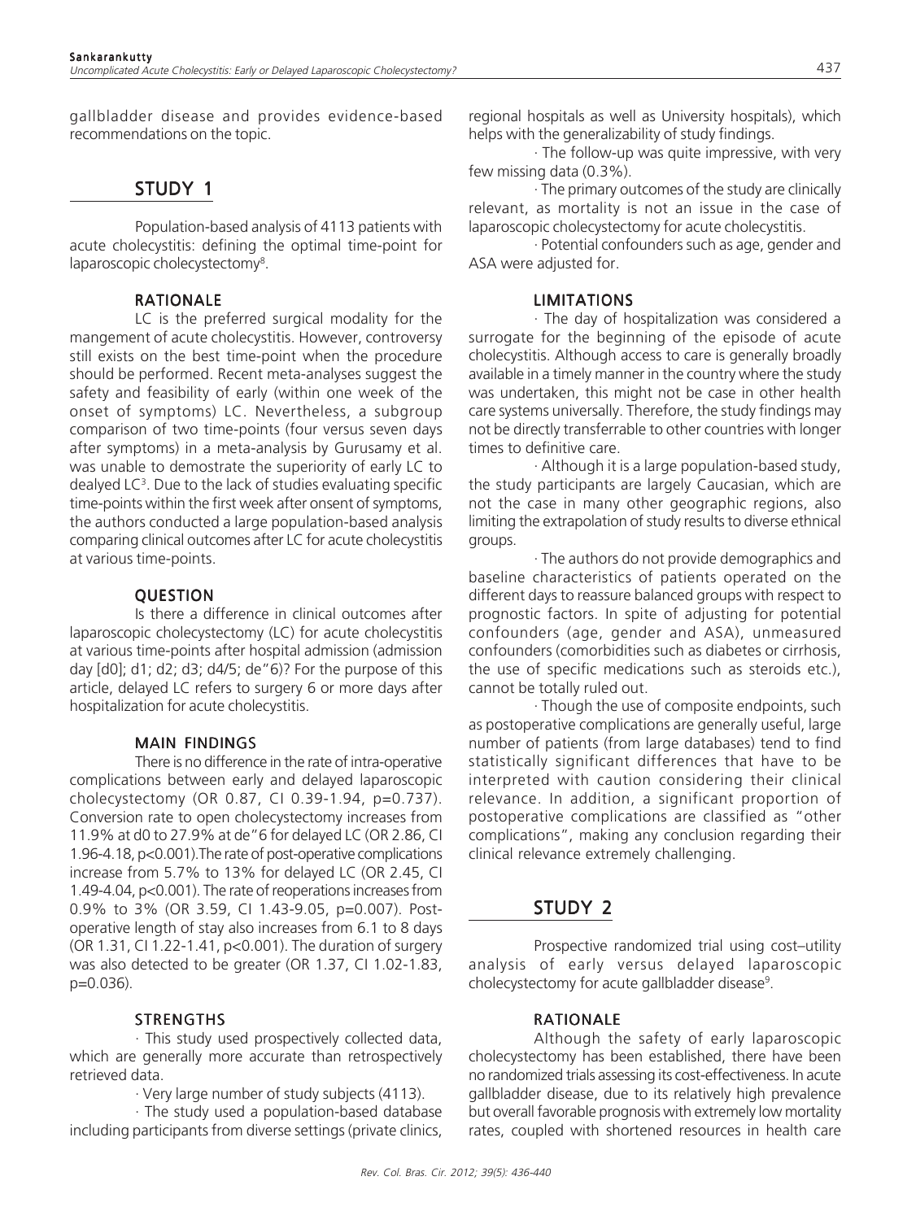gallbladder disease and provides evidence-based recommendations on the topic.

## STUDY 1

Population-based analysis of 4113 patients with acute cholecystitis: defining the optimal time-point for laparoscopic cholecystectomy[8].

### RATIONALE

LC is the preferred surgical modality for the mangement of acute cholecystitis. However, controversy still exists on the best time-point when the procedure should be performed. Recent meta-analyses suggest the safety and feasibility of early (within one week of the onset of symptoms) LC. Nevertheless, a subgroup comparison of two time-points (four versus seven days after symptoms) in a meta-analysis by Gurusamy et al. was unable to demostrate the superiority of early LC to dealyed LC[3]. Due to the lack of studies evaluating specific time-points within the first week after onset of symptoms, the authors conducted a large population-based analysis comparing clinical outcomes after LC for acute cholecystitis at various time-points.

### QUESTION

Is there a difference in clinical outcomes after laparoscopic cholecystectomy (LC) for acute cholecystitis at various time-points after hospital admission (admission day [d0]; d1; d2; d3; d4/5; de"6)? For the purpose of this article, delayed LC refers to surgery 6 or more days after hospitalization for acute cholecystitis.

### MAIN FINDINGS

There is no difference in the rate of intra-operative complications between early and delayed laparoscopic cholecystectomy (OR 0.87, CI 0.39-1.94, p=0.737). Conversion rate to open cholecystectomy increases from 11.9% at d0 to 27.9% at de"6 for delayed LC (OR 2.86, CI 1.96-4.18, p<0.001).The rate of post-operative complications increase from 5.7% to 13% for delayed LC (OR 2.45, CI 1.49-4.04, p<0.001). The rate of reoperations increases from 0.9% to 3% (OR 3.59, CI 1.43-9.05, p=0.007). Post-operative length of stay also increases from 6.1 to 8 days (OR 1.31, CI 1.22-1.41, p<0.001). The duration of surgery was also detected to be greater (OR 1.37, CI 1.02-1.83, p=0.036).

### STRENGTHS

· This study used prospectively collected data, which are generally more accurate than retrospectively retrieved data.

· Very large number of study subjects (4113).

· The study used a population-based database including participants from diverse settings (private clinics, regional hospitals as well as University hospitals), which helps with the generalizability of study findings.

· The follow-up was quite impressive, with very few missing data (0.3%).

· The primary outcomes of the study are clinically relevant, as mortality is not an issue in the case of laparoscopic cholecystectomy for acute cholecystitis.

· Potential confounders such as age, gender and ASA were adjusted for.

### LIMITATIONS

· The day of hospitalization was considered a surrogate for the beginning of the episode of acute cholecystitis. Although access to care is generally broadly available in a timely manner in the country where the study was undertaken, this might not be case in other health care systems universally. Therefore, the study findings may not be directly transferrable to other countries with longer times to definitive care.

· Although it is a large population-based study, the study participants are largely Caucasian, which are not the case in many other geographic regions, also limiting the extrapolation of study results to diverse ethnical groups.

· The authors do not provide demographics and baseline characteristics of patients operated on the different days to reassure balanced groups with respect to prognostic factors. In spite of adjusting for potential confounders (age, gender and ASA), unmeasured confounders (comorbidities such as diabetes or cirrhosis, the use of specific medications such as steroids etc.), cannot be totally ruled out.

· Though the use of composite endpoints, such as postoperative complications are generally useful, large number of patients (from large databases) tend to find statistically significant differences that have to be interpreted with caution considering their clinical relevance. In addition, a significant proportion of postoperative complications are classified as "other complications", making any conclusion regarding their clinical relevance extremely challenging.

## STUDY 2

Prospective randomized trial using cost–utility analysis of early versus delayed laparoscopic cholecystectomy for acute gallbladder disease[9].

### RATIONALE

Although the safety of early laparoscopic cholecystectomy has been established, there have been no randomized trials assessing its cost-effectiveness. In acute gallbladder disease, due to its relatively high prevalence but overall favorable prognosis with extremely low mortality rates, coupled with shortened resources in health care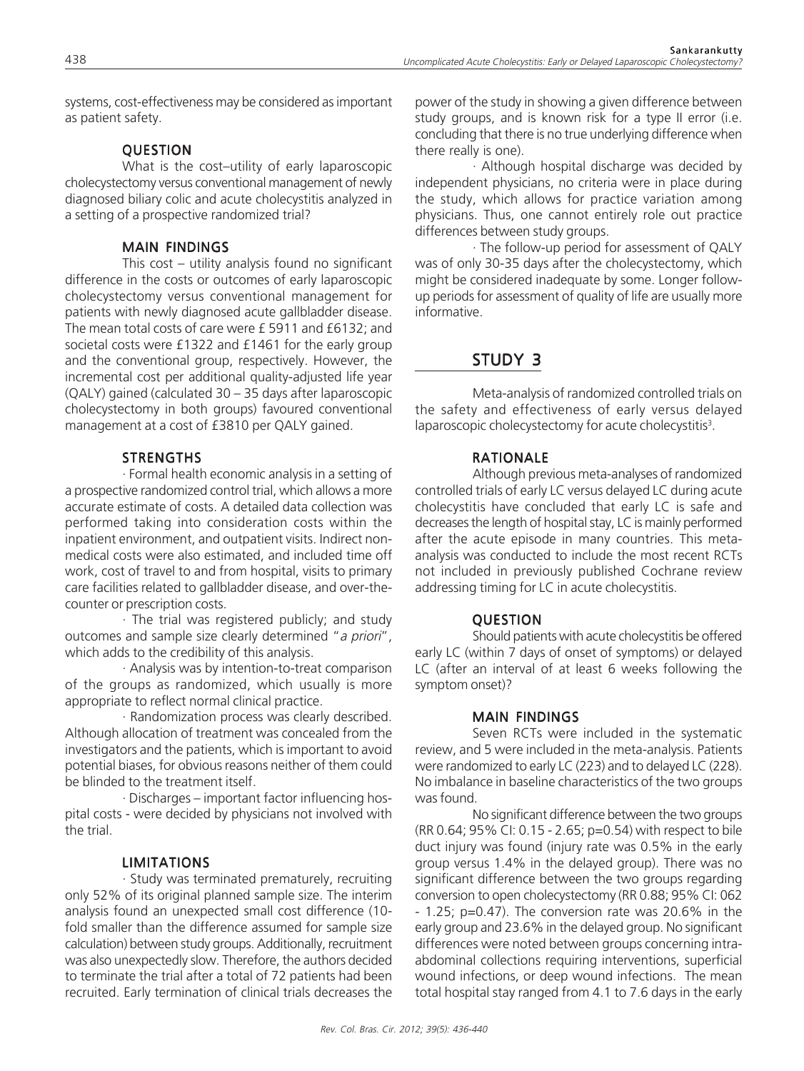systems, cost-effectiveness may be considered as important as patient safety.

### QUESTION

What is the cost–utility of early laparoscopic cholecystectomy versus conventional management of newly diagnosed biliary colic and acute cholecystitis analyzed in a setting of a prospective randomized trial?

### MAIN FINDINGS

This cost – utility analysis found no significant difference in the costs or outcomes of early laparoscopic cholecystectomy versus conventional management for patients with newly diagnosed acute gallbladder disease. The mean total costs of care were £ 5911 and £6132; and societal costs were £1322 and £1461 for the early group and the conventional group, respectively. However, the incremental cost per additional quality-adjusted life year (QALY) gained (calculated 30 – 35 days after laparoscopic cholecystectomy in both groups) favoured conventional management at a cost of £3810 per QALY gained.

### STRENGTHS

· Formal health economic analysis in a setting of a prospective randomized control trial, which allows a more accurate estimate of costs. A detailed data collection was performed taking into consideration costs within the inpatient environment, and outpatient visits. Indirect non-medical costs were also estimated, and included time off work, cost of travel to and from hospital, visits to primary care facilities related to gallbladder disease, and over-the-counter or prescription costs.

· The trial was registered publicly; and study outcomes and sample size clearly determined "*a priori*", which adds to the credibility of this analysis.

· Analysis was by intention-to-treat comparison of the groups as randomized, which usually is more appropriate to reflect normal clinical practice.

· Randomization process was clearly described. Although allocation of treatment was concealed from the investigators and the patients, which is important to avoid potential biases, for obvious reasons neither of them could be blinded to the treatment itself.

· Discharges – important factor influencing hospital costs - were decided by physicians not involved with the trial.

### LIMITATIONS

· Study was terminated prematurely, recruiting only 52% of its original planned sample size. The interim analysis found an unexpected small cost difference (10-fold smaller than the difference assumed for sample size calculation) between study groups. Additionally, recruitment was also unexpectedly slow. Therefore, the authors decided to terminate the trial after a total of 72 patients had been recruited. Early termination of clinical trials decreases the power of the study in showing a given difference between study groups, and is known risk for a type II error (i.e. concluding that there is no true underlying difference when there really is one).

· Although hospital discharge was decided by independent physicians, no criteria were in place during the study, which allows for practice variation among physicians. Thus, one cannot entirely role out practice differences between study groups.

· The follow-up period for assessment of QALY was of only 30-35 days after the cholecystectomy, which might be considered inadequate by some. Longer follow-up periods for assessment of quality of life are usually more informative.

## STUDY 3

Meta-analysis of randomized controlled trials on the safety and effectiveness of early versus delayed laparoscopic cholecystectomy for acute cholecystitis[3].

### RATIONALE

Although previous meta-analyses of randomized controlled trials of early LC versus delayed LC during acute cholecystitis have concluded that early LC is safe and decreases the length of hospital stay, LC is mainly performed after the acute episode in many countries. This meta-analysis was conducted to include the most recent RCTs not included in previously published Cochrane review addressing timing for LC in acute cholecystitis.

### QUESTION

Should patients with acute cholecystitis be offered early LC (within 7 days of onset of symptoms) or delayed LC (after an interval of at least 6 weeks following the symptom onset)?

### MAIN FINDINGS

Seven RCTs were included in the systematic review, and 5 were included in the meta-analysis. Patients were randomized to early LC (223) and to delayed LC (228). No imbalance in baseline characteristics of the two groups was found.

No significant difference between the two groups (RR 0.64; 95% CI: 0.15 - 2.65; p=0.54) with respect to bile duct injury was found (injury rate was 0.5% in the early group versus 1.4% in the delayed group). There was no significant difference between the two groups regarding conversion to open cholecystectomy (RR 0.88; 95% CI: 062 - 1.25; p=0.47). The conversion rate was 20.6% in the early group and 23.6% in the delayed group. No significant differences were noted between groups concerning intra-abdominal collections requiring interventions, superficial wound infections, or deep wound infections. The mean total hospital stay ranged from 4.1 to 7.6 days in the early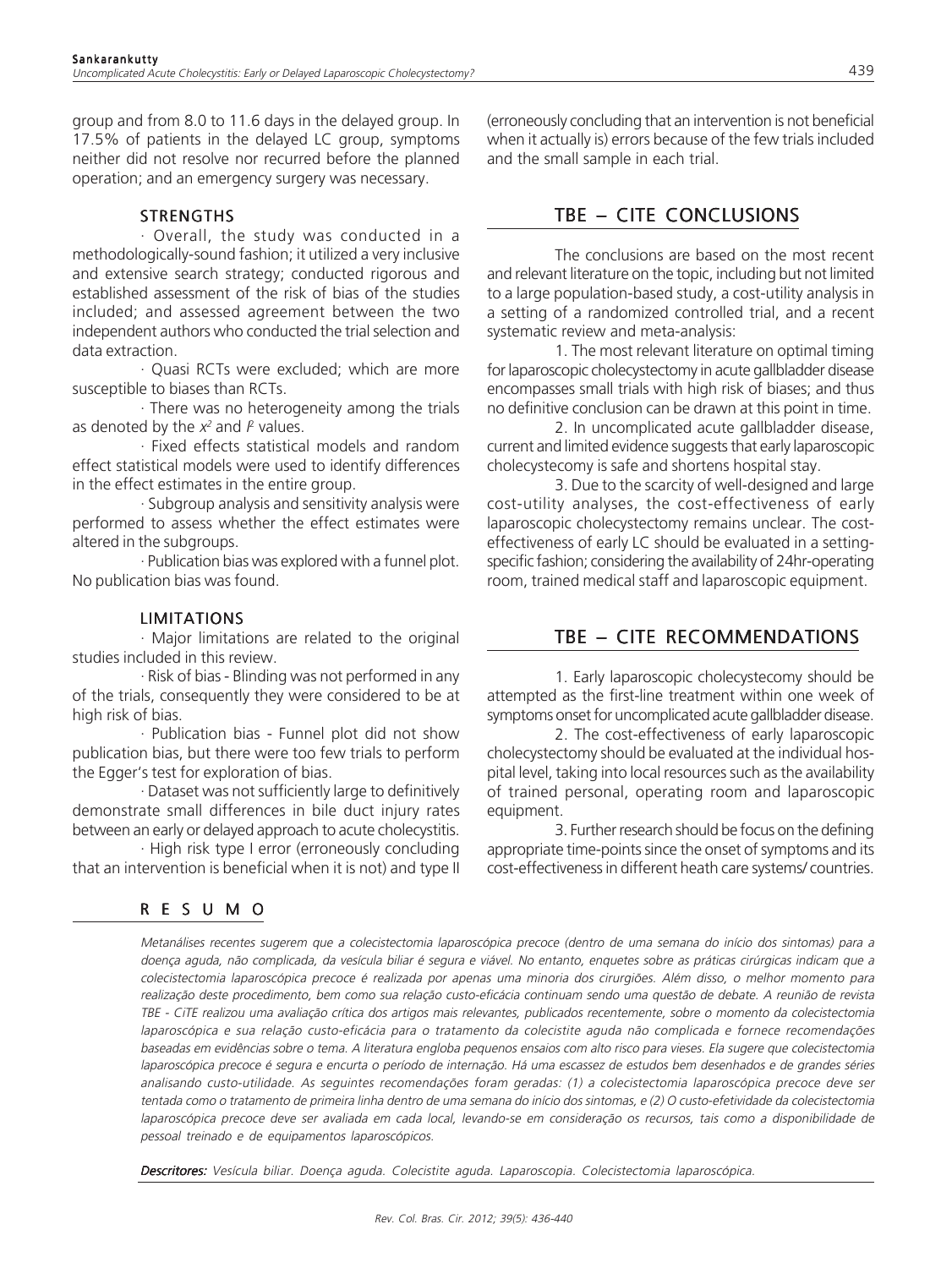group and from 8.0 to 11.6 days in the delayed group. In 17.5% of patients in the delayed LC group, symptoms neither did not resolve nor recurred before the planned operation; and an emergency surgery was necessary.

### STRENGTHS

· Overall, the study was conducted in a methodologically-sound fashion; it utilized a very inclusive and extensive search strategy; conducted rigorous and established assessment of the risk of bias of the studies included; and assessed agreement between the two independent authors who conducted the trial selection and data extraction.

· Quasi RCTs were excluded; which are more susceptible to biases than RCTs.

· There was no heterogeneity among the trials as denoted by the $x^2$ and $I^2$ values.

· Fixed effects statistical models and random effect statistical models were used to identify differences in the effect estimates in the entire group.

· Subgroup analysis and sensitivity analysis were performed to assess whether the effect estimates were altered in the subgroups.

· Publication bias was explored with a funnel plot. No publication bias was found.

### LIMITATIONS

· Major limitations are related to the original studies included in this review.

· Risk of bias - Blinding was not performed in any of the trials, consequently they were considered to be at high risk of bias.

· Publication bias - Funnel plot did not show publication bias, but there were too few trials to perform the Egger's test for exploration of bias.

· Dataset was not sufficiently large to definitively demonstrate small differences in bile duct injury rates between an early or delayed approach to acute cholecystitis.

· High risk type I error (erroneously concluding that an intervention is beneficial when it is not) and type II (erroneously concluding that an intervention is not beneficial when it actually is) errors because of the few trials included and the small sample in each trial.

## TBE – CITE CONCLUSIONS

The conclusions are based on the most recent and relevant literature on the topic, including but not limited to a large population-based study, a cost-utility analysis in a setting of a randomized controlled trial, and a recent systematic review and meta-analysis:

1. The most relevant literature on optimal timing for laparoscopic cholecystectomy in acute gallbladder disease encompasses small trials with high risk of biases; and thus no definitive conclusion can be drawn at this point in time.

2. In uncomplicated acute gallbladder disease, current and limited evidence suggests that early laparoscopic cholecystecomy is safe and shortens hospital stay.

3. Due to the scarcity of well-designed and large cost-utility analyses, the cost-effectiveness of early laparoscopic cholecystectomy remains unclear. The cost-effectiveness of early LC should be evaluated in a setting-specific fashion; considering the availability of 24hr-operating room, trained medical staff and laparoscopic equipment.

## TBE – CITE RECOMMENDATIONS

1. Early laparoscopic cholecystecomy should be attempted as the first-line treatment within one week of symptoms onset for uncomplicated acute gallbladder disease.

2. The cost-effectiveness of early laparoscopic cholecystectomy should be evaluated at the individual hospital level, taking into local resources such as the availability of trained personal, operating room and laparoscopic equipment.

3. Further research should be focus on the defining appropriate time-points since the onset of symptoms and its cost-effectiveness in different heath care systems/ countries.

## RESUMO

*Metanálises recentes sugerem que a colecistectomia laparoscópica precoce (dentro de uma semana do início dos sintomas) para a doença aguda, não complicada, da vesícula biliar é segura e viável. No entanto, enquetes sobre as práticas cirúrgicas indicam que a colecistectomia laparoscópica precoce é realizada por apenas uma minoria dos cirurgiões. Além disso, o melhor momento para realização deste procedimento, bem como sua relação custo-eficácia continuam sendo uma questão de debate. A reunião de revista TBE - CiTE realizou uma avaliação crítica dos artigos mais relevantes, publicados recentemente, sobre o momento da colecistectomia laparoscópica e sua relação custo-eficácia para o tratamento da colecistite aguda não complicada e fornece recomendações baseadas em evidências sobre o tema. A literatura engloba pequenos ensaios com alto risco para vieses. Ela sugere que colecistectomia laparoscópica precoce é segura e encurta o período de internação. Há uma escassez de estudos bem desenhados e de grandes séries analisando custo-utilidade. As seguintes recomendações foram geradas: (1) a colecistectomia laparoscópica precoce deve ser tentada como o tratamento de primeira linha dentro de uma semana do início dos sintomas, e (2) O custo-efetividade da colecistectomia laparoscópica precoce deve ser avaliada em cada local, levando-se em consideração os recursos, tais como a disponibilidade de pessoal treinado e de equipamentos laparoscópicos.*

***Descritores:*** *Vesícula biliar. Doença aguda. Colecistite aguda. Laparoscopia. Colecistectomia laparoscópica.*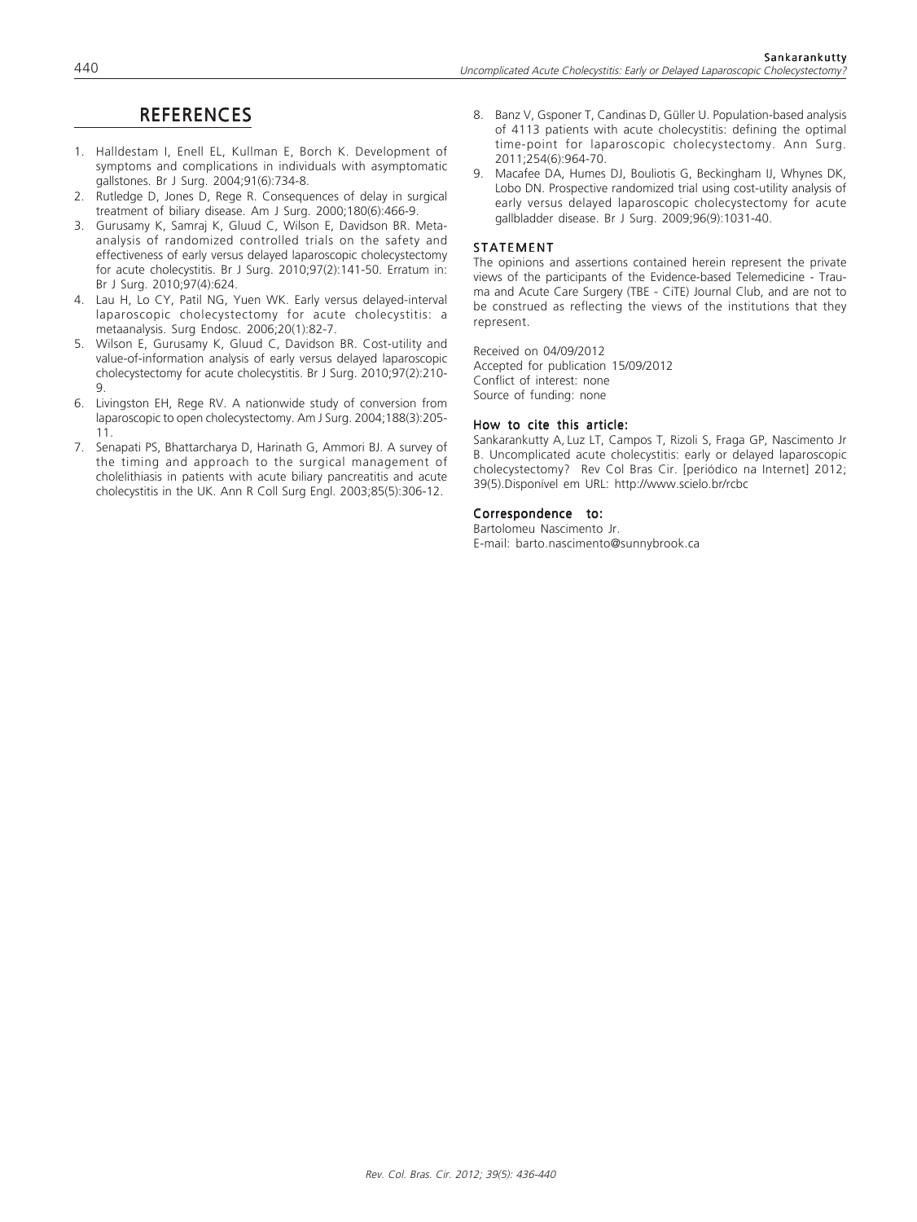## REFERENCES

1. Halldestam I, Enell EL, Kullman E, Borch K. Development of symptoms and complications in individuals with asymptomatic gallstones. Br J Surg. 2004;91(6):734-8.
2. Rutledge D, Jones D, Rege R. Consequences of delay in surgical treatment of biliary disease. Am J Surg. 2000;180(6):466-9.
3. Gurusamy K, Samraj K, Gluud C, Wilson E, Davidson BR. Meta-analysis of randomized controlled trials on the safety and effectiveness of early versus delayed laparoscopic cholecystectomy for acute cholecystitis. Br J Surg. 2010;97(2):141-50. Erratum in: Br J Surg. 2010;97(4):624.
4. Lau H, Lo CY, Patil NG, Yuen WK. Early versus delayed-interval laparoscopic cholecystectomy for acute cholecystitis: a metaanalysis. Surg Endosc. 2006;20(1):82-7.
5. Wilson E, Gurusamy K, Gluud C, Davidson BR. Cost-utility and value-of-information analysis of early versus delayed laparoscopic cholecystectomy for acute cholecystitis. Br J Surg. 2010;97(2):210-9.
6. Livingston EH, Rege RV. A nationwide study of conversion from laparoscopic to open cholecystectomy. Am J Surg. 2004;188(3):205-11.
7. Senapati PS, Bhattarcharya D, Harinath G, Ammori BJ. A survey of the timing and approach to the surgical management of cholelithiasis in patients with acute biliary pancreatitis and acute cholecystitis in the UK. Ann R Coll Surg Engl. 2003;85(5):306-12.
8. Banz V, Gsponer T, Candinas D, Güller U. Population-based analysis of 4113 patients with acute cholecystitis: defining the optimal time-point for laparoscopic cholecystectomy. Ann Surg. 2011;254(6):964-70.
9. Macafee DA, Humes DJ, Bouliotis G, Beckingham IJ, Whynes DK, Lobo DN. Prospective randomized trial using cost-utility analysis of early versus delayed laparoscopic cholecystectomy for acute gallbladder disease. Br J Surg. 2009;96(9):1031-40.

### STATEMENT

The opinions and assertions contained herein represent the private views of the participants of the Evidence-based Telemedicine - Trauma and Acute Care Surgery (TBE - CiTE) Journal Club, and are not to be construed as reflecting the views of the institutions that they represent.

Received on 04/09/2012
Accepted for publication 15/09/2012
Conflict of interest: none
Source of funding: none

### How to cite this article:

Sankarankutty A, Luz LT, Campos T, Rizoli S, Fraga GP, Nascimento Jr B. Uncomplicated acute cholecystitis: early or delayed laparoscopic cholecystectomy? Rev Col Bras Cir. [periódico na Internet] 2012; 39(5).Disponível em URL: http://www.scielo.br/rcbc

### Correspondence to:

Bartolomeu Nascimento Jr.
E-mail: barto.nascimento@sunnybrook.ca